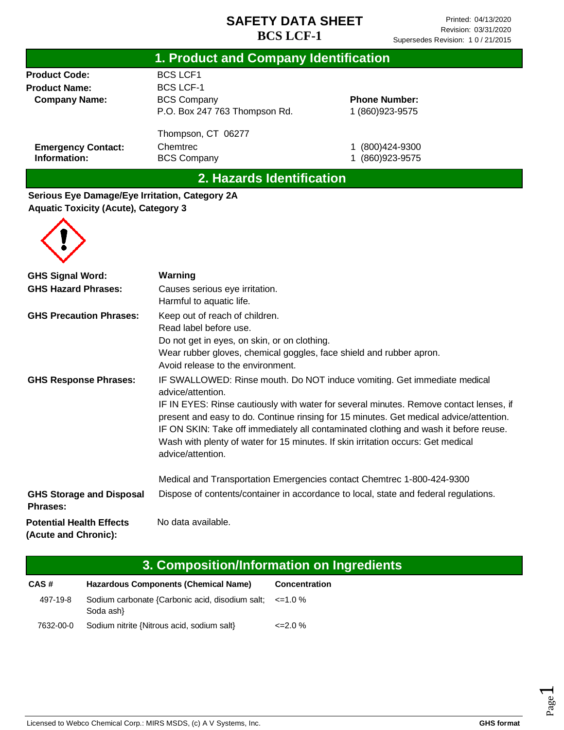# SAFETY DATA SHEET

# BCS LCF-1

Printed: 04/13/2020
Revision: 03/31/2020
Supersedes Revision: 1 0 / 21/2015

## 1. Product and Company Identification

| | | |
|---|---|---|
| **Product Code:** | BCS LCF1 | |
| **Product Name:** | BCS LCF-1 | |
| **Company Name:** | BCS Company<br>P.O. Box 247 763 Thompson Rd.<br><br>Thompson, CT 06277 | **Phone Number:**<br>1 (860)923-9575 |
| **Emergency Contact:** | Chemtrec | 1 (800)424-9300 |
| **Information:** | BCS Company | 1 (860)923-9575 |

## 2. Hazards Identification

**Serious Eye Damage/Eye Irritation, Category 2A**
**Aquatic Toxicity (Acute), Category 3**

**GHS Signal Word:** **Warning**

**GHS Hazard Phrases:**
Causes serious eye irritation.
Harmful to aquatic life.

**GHS Precaution Phrases:**
Keep out of reach of children.
Read label before use.
Do not get in eyes, on skin, or on clothing.
Wear rubber gloves, chemical goggles, face shield and rubber apron.
Avoid release to the environment.

**GHS Response Phrases:**
IF SWALLOWED: Rinse mouth. Do NOT induce vomiting. Get immediate medical advice/attention.
IF IN EYES: Rinse cautiously with water for several minutes. Remove contact lenses, if present and easy to do. Continue rinsing for 15 minutes. Get medical advice/attention.
IF ON SKIN: Take off immediately all contaminated clothing and wash it before reuse. Wash with plenty of water for 15 minutes. If skin irritation occurs: Get medical advice/attention.

Medical and Transportation Emergencies contact Chemtrec 1-800-424-9300

**GHS Storage and Disposal Phrases:**
Dispose of contents/container in accordance to local, state and federal regulations.

**Potential Health Effects (Acute and Chronic):**
No data available.

## 3. Composition/Information on Ingredients

| CAS # | Hazardous Components (Chemical Name) | Concentration |
|---|---|---|
| 497-19-8 | Sodium carbonate {Carbonic acid, disodium salt; Soda ash} | <=1.0 % |
| 7632-00-0 | Sodium nitrite {Nitrous acid, sodium salt} | <=2.0 % |

Licensed to Webco Chemical Corp.: MIRS MSDS, (c) A V Systems, Inc. **GHS format**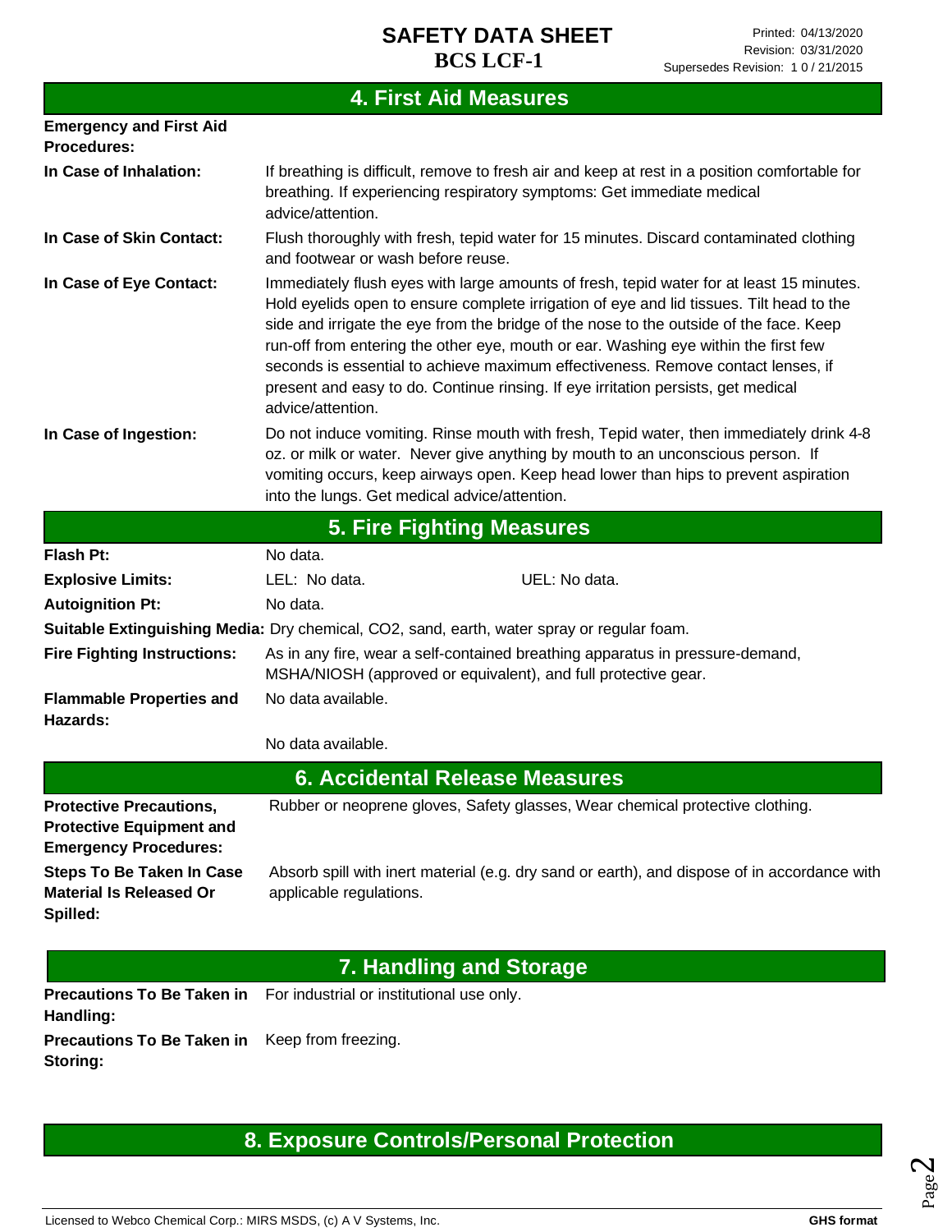## 4. First Aid Measures

**Emergency and First Aid Procedures:**

**In Case of Inhalation:** If breathing is difficult, remove to fresh air and keep at rest in a position comfortable for breathing. If experiencing respiratory symptoms: Get immediate medical advice/attention.

**In Case of Skin Contact:** Flush thoroughly with fresh, tepid water for 15 minutes. Discard contaminated clothing and footwear or wash before reuse.

**In Case of Eye Contact:** Immediately flush eyes with large amounts of fresh, tepid water for at least 15 minutes. Hold eyelids open to ensure complete irrigation of eye and lid tissues. Tilt head to the side and irrigate the eye from the bridge of the nose to the outside of the face. Keep run-off from entering the other eye, mouth or ear. Washing eye within the first few seconds is essential to achieve maximum effectiveness. Remove contact lenses, if present and easy to do. Continue rinsing. If eye irritation persists, get medical advice/attention.

**In Case of Ingestion:** Do not induce vomiting. Rinse mouth with fresh, Tepid water, then immediately drink 4-8 oz. or milk or water. Never give anything by mouth to an unconscious person. If vomiting occurs, keep airways open. Keep head lower than hips to prevent aspiration into the lungs. Get medical advice/attention.

## 5. Fire Fighting Measures

**Flash Pt:** No data.

**Explosive Limits:** LEL: No data. UEL: No data.

**Autoignition Pt:** No data.

**Suitable Extinguishing Media:** Dry chemical, CO2, sand, earth, water spray or regular foam.

**Fire Fighting Instructions:** As in any fire, wear a self-contained breathing apparatus in pressure-demand, MSHA/NIOSH (approved or equivalent), and full protective gear.

**Flammable Properties and Hazards:** No data available.

No data available.

## 6. Accidental Release Measures

**Protective Precautions, Protective Equipment and Emergency Procedures:** Rubber or neoprene gloves, Safety glasses, Wear chemical protective clothing.

**Steps To Be Taken In Case Material Is Released Or Spilled:** Absorb spill with inert material (e.g. dry sand or earth), and dispose of in accordance with applicable regulations.

## 7. Handling and Storage

**Precautions To Be Taken in Handling:** For industrial or institutional use only.

**Precautions To Be Taken in Storing:** Keep from freezing.

## 8. Exposure Controls/Personal Protection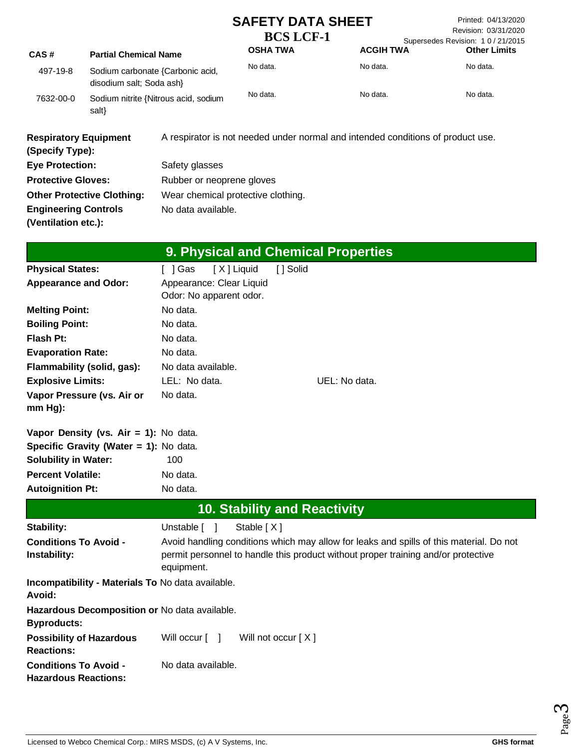| CAS # | Partial Chemical Name | OSHA TWA | ACGIH TWA | Other Limits |
|---|---|---|---|---|
| 497-19-8 | Sodium carbonate {Carbonic acid, disodium salt; Soda ash} | No data. | No data. | No data. |
| 7632-00-0 | Sodium nitrite {Nitrous acid, sodium salt} | No data. | No data. | No data. |

**Respiratory Equipment (Specify Type):** A respirator is not needed under normal and intended conditions of product use.

**Eye Protection:** Safety glasses

**Protective Gloves:** Rubber or neoprene gloves

**Other Protective Clothing:** Wear chemical protective clothing.

**Engineering Controls (Ventilation etc.):** No data available.

## 9. Physical and Chemical Properties

**Physical States:** [ ] Gas [ X ] Liquid [ ] Solid

**Appearance and Odor:** Appearance: Clear Liquid
Odor: No apparent odor.

**Melting Point:** No data.

**Boiling Point:** No data.

**Flash Pt:** No data.

**Evaporation Rate:** No data.

**Flammability (solid, gas):** No data available.

**Explosive Limits:** LEL: No data. UEL: No data.

**Vapor Pressure (vs. Air or mm Hg):** No data.

**Vapor Density (vs. Air = 1):** No data.

**Specific Gravity (Water = 1):** No data.

**Solubility in Water:** 100

**Percent Volatile:** No data.

**Autoignition Pt:** No data.

## 10. Stability and Reactivity

**Stability:** Unstable [ ] Stable [ X ]

**Conditions To Avoid - Instability:** Avoid handling conditions which may allow for leaks and spills of this material. Do not permit personnel to handle this product without proper training and/or protective equipment.

**Incompatibility - Materials To Avoid:** No data available.

**Hazardous Decomposition or Byproducts:** No data available.

**Possibility of Hazardous Reactions:** Will occur [ ] Will not occur [ X ]

**Conditions To Avoid - Hazardous Reactions:** No data available.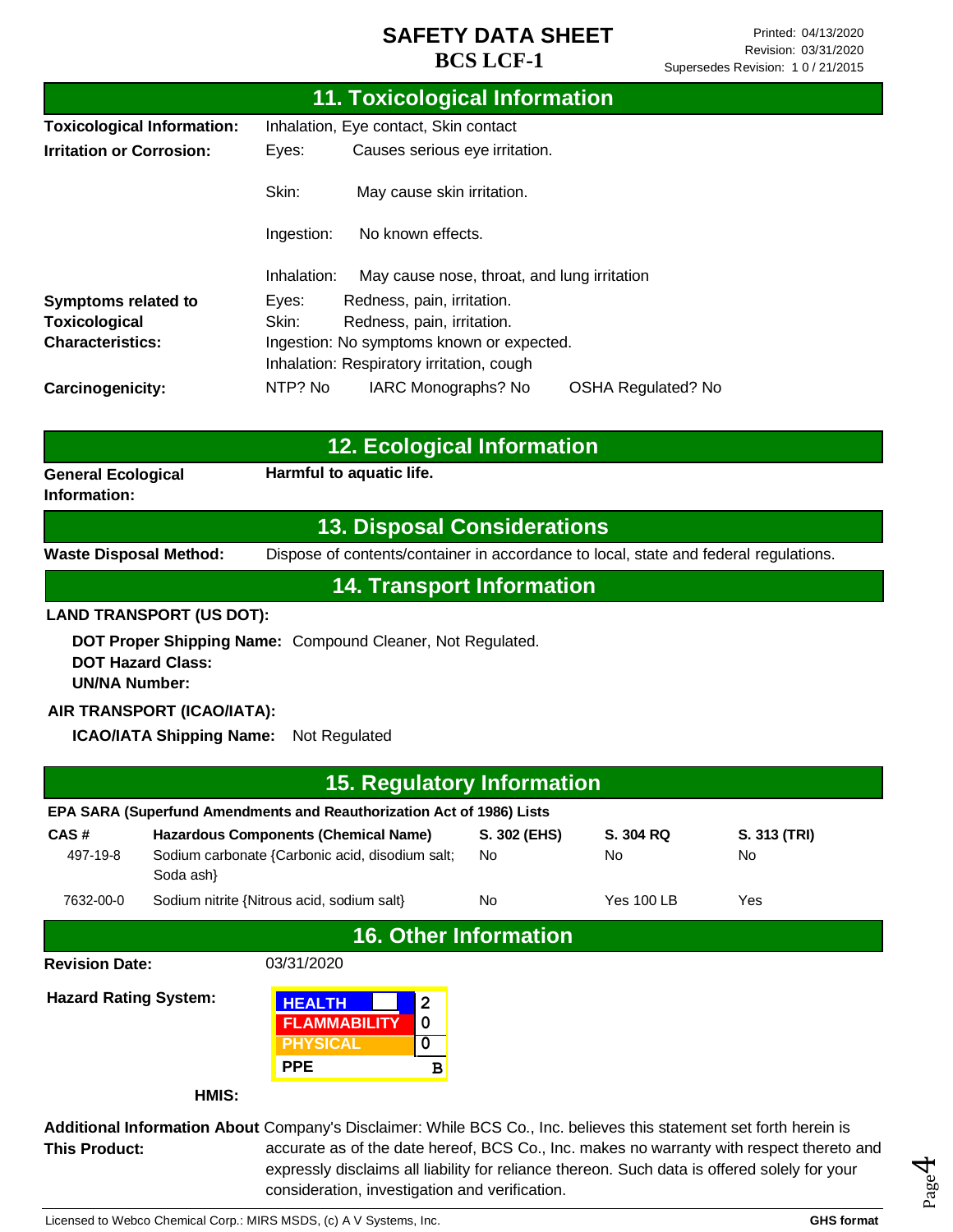# SAFETY DATA SHEET
## BCS LCF-1

Printed: 04/13/2020
Revision: 03/31/2020
Supersedes Revision: 1 0 / 21/2015

## 11. Toxicological Information

**Toxicological Information:** Inhalation, Eye contact, Skin contact

**Irritation or Corrosion:**
- Eyes: Causes serious eye irritation.
- Skin: May cause skin irritation.
- Ingestion: No known effects.
- Inhalation: May cause nose, throat, and lung irritation

**Symptoms related to Toxicological Characteristics:**
- Eyes: Redness, pain, irritation.
- Skin: Redness, pain, irritation.
- Ingestion: No symptoms known or expected.
- Inhalation: Respiratory irritation, cough

**Carcinogenicity:** NTP? No IARC Monographs? No OSHA Regulated? No

## 12. Ecological Information

**General Ecological Information:** **Harmful to aquatic life.**

## 13. Disposal Considerations

**Waste Disposal Method:** Dispose of contents/container in accordance to local, state and federal regulations.

## 14. Transport Information

**LAND TRANSPORT (US DOT):**

**DOT Proper Shipping Name:** Compound Cleaner, Not Regulated.
**DOT Hazard Class:**
**UN/NA Number:**

**AIR TRANSPORT (ICAO/IATA):**

**ICAO/IATA Shipping Name:** Not Regulated

## 15. Regulatory Information

**EPA SARA (Superfund Amendments and Reauthorization Act of 1986) Lists**

| CAS # | Hazardous Components (Chemical Name) | S. 302 (EHS) | S. 304 RQ | S. 313 (TRI) |
|---|---|---|---|---|
| 497-19-8 | Sodium carbonate {Carbonic acid, disodium salt; Soda ash} | No | No | No |
| 7632-00-0 | Sodium nitrite {Nitrous acid, sodium salt} | No | Yes 100 LB | Yes |

## 16. Other Information

**Revision Date:** 03/31/2020

**Hazard Rating System:**

| | |
|---|---|
| HEALTH | 2 |
| FLAMMABILITY | 0 |
| PHYSICAL | 0 |
| PPE | B |

**HMIS:**

**Additional Information About This Product:** Company's Disclaimer: While BCS Co., Inc. believes this statement set forth herein is accurate as of the date hereof, BCS Co., Inc. makes no warranty with respect thereto and expressly disclaims all liability for reliance thereon. Such data is offered solely for your consideration, investigation and verification.

Licensed to Webco Chemical Corp.: MIRS MSDS, (c) A V Systems, Inc. GHS format